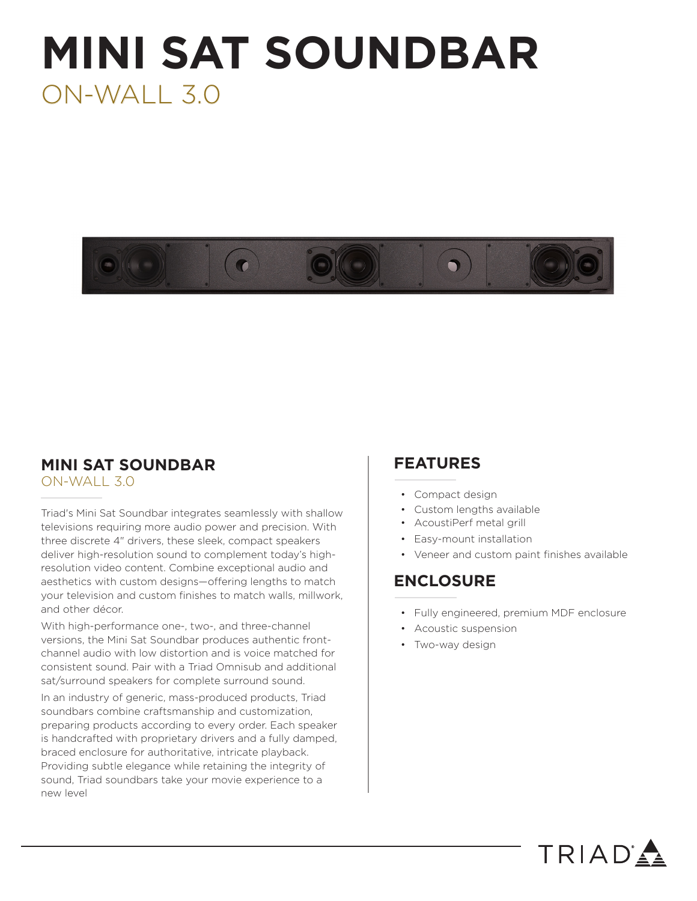# MINI SAT SOUNDBAR

## ON-WALL 3.0

## MINI SAT SOUNDBAR

ON-WALL 3.0

Triad's Mini Sat Soundbar integrates seamlessly with shallow televisions requiring more audio power and precision. With three discrete 4" drivers, these sleek, compact speakers deliver high-resolution sound to complement today's high-resolution video content. Combine exceptional audio and aesthetics with custom designs—offering lengths to match your television and custom finishes to match walls, millwork, and other décor.

With high-performance one-, two-, and three-channel versions, the Mini Sat Soundbar produces authentic front-channel audio with low distortion and is voice matched for consistent sound. Pair with a Triad Omnisub and additional sat/surround speakers for complete surround sound.

In an industry of generic, mass-produced products, Triad soundbars combine craftsmanship and customization, preparing products according to every order. Each speaker is handcrafted with proprietary drivers and a fully damped, braced enclosure for authoritative, intricate playback. Providing subtle elegance while retaining the integrity of sound, Triad soundbars take your movie experience to a new level

## FEATURES

- Compact design
- Custom lengths available
- AcoustiPerf metal grill
- Easy-mount installation
- Veneer and custom paint finishes available

## ENCLOSURE

- Fully engineered, premium MDF enclosure
- Acoustic suspension
- Two-way design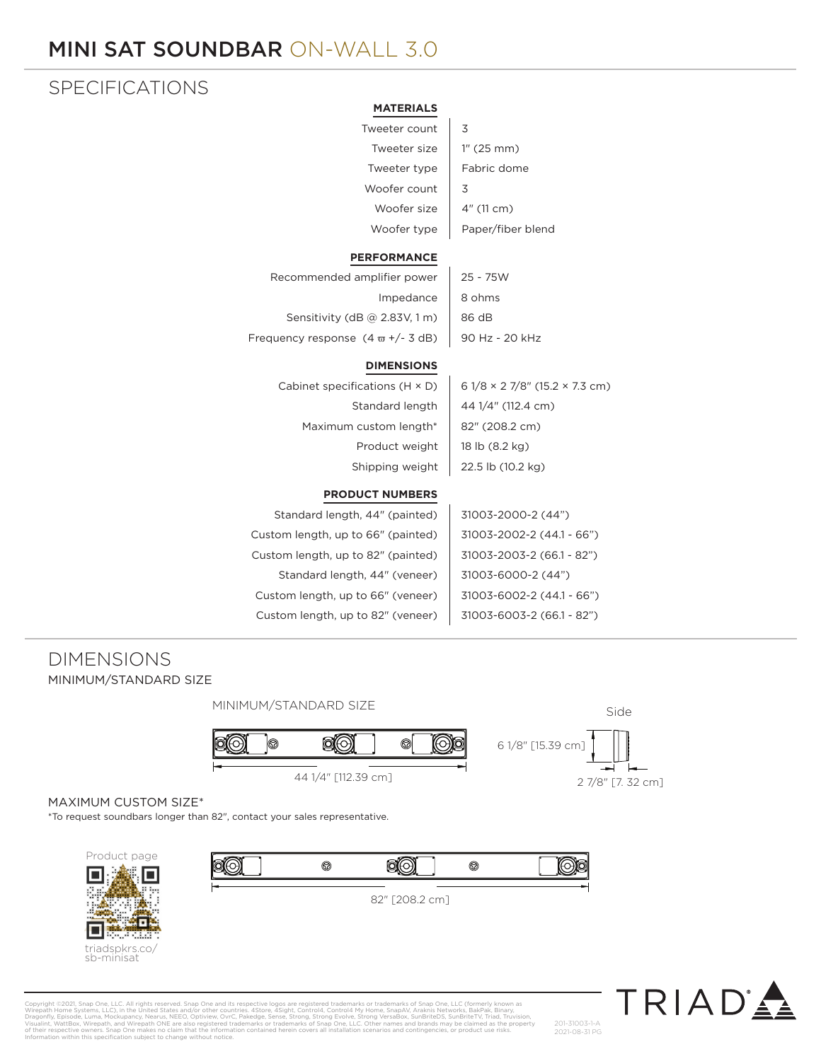# MINI SAT SOUNDBAR ON-WALL 3.0

## SPECIFICATIONS

| **MATERIALS** | |
|---|---|
| Tweeter count | 3 |
| Tweeter size | 1" (25 mm) |
| Tweeter type | Fabric dome |
| Woofer count | 3 |
| Woofer size | 4" (11 cm) |
| Woofer type | Paper/fiber blend |

| **PERFORMANCE** | |
|---|---|
| Recommended amplifier power | 25 - 75W |
| Impedance | 8 ohms |
| Sensitivity (dB @ 2.83V, 1 m) | 86 dB |
| Frequency response (4 ϖ +/- 3 dB) | 90 Hz - 20 kHz |

| **DIMENSIONS** | |
|---|---|
| Cabinet specifications (H × D) | 6 1/8 × 2 7/8" (15.2 × 7.3 cm) |
| Standard length | 44 1/4" (112.4 cm) |
| Maximum custom length* | 82" (208.2 cm) |
| Product weight | 18 lb (8.2 kg) |
| Shipping weight | 22.5 lb (10.2 kg) |

| **PRODUCT NUMBERS** | |
|---|---|
| Standard length, 44" (painted) | 31003-2000-2 (44") |
| Custom length, up to 66" (painted) | 31003-2002-2 (44.1 - 66") |
| Custom length, up to 82" (painted) | 31003-2003-2 (66.1 - 82") |
| Standard length, 44" (veneer) | 31003-6000-2 (44") |
| Custom length, up to 66" (veneer) | 31003-6002-2 (44.1 - 66") |
| Custom length, up to 82" (veneer) | 31003-6003-2 (66.1 - 82") |

## DIMENSIONS

### MINIMUM/STANDARD SIZE

MINIMUM/STANDARD SIZE

44 1/4" [112.39 cm]

Side

6 1/8" [15.39 cm]

2 7/8" [7. 32 cm]

### MAXIMUM CUSTOM SIZE*

*To request soundbars longer than 82", contact your sales representative.

82" [208.2 cm]

Product page

triadspkrs.co/sb-minisat

Copyright ©2021, Snap One, LLC. All rights reserved. Snap One and its respective logos are registered trademarks or trademarks of Snap One, LLC (formerly known as Wirepath Home Systems, LLC), in the United States and/or other countries. 4Store, 4Sight, Control4, Control4 My Home, SnapAV, Araknis Networks, BakPak, Binary, Dragonfly, Episode, Luma, Mockupancy, Nearus, NEEO, Optiview, OvrC, Pakedge, Sense, Strong, Strong Evolve, Strong VersaBox, SunBriteDS, SunBriteTV, Triad, Truvision, Visualint, WattBox, Wirepath, and Wirepath ONE are also registered trademarks or trademarks of Snap One, LLC. Other names and brands may be claimed as the property of their respective owners. Snap One makes no claim that the information contained herein covers all installation scenarios and contingencies, or product use risks. Information within this specification subject to change without notice.

201-31003-1-A
2021-08-31 PG

TRIAD